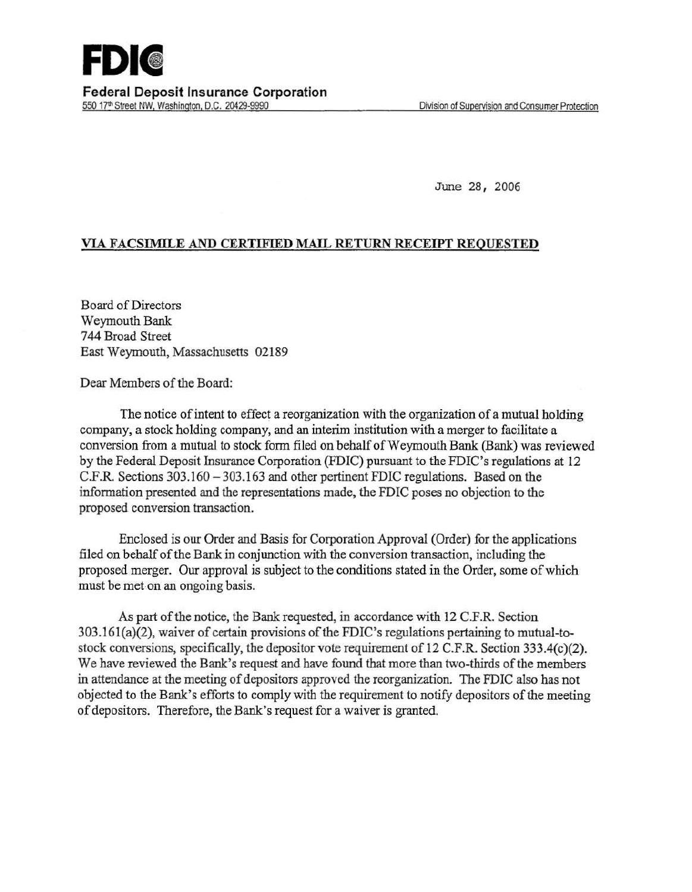**FDIC**

**Federal Deposit Insurance Corporation**

550 17th Street NW, Washington, D.C. 20429-9990

Division of Supervision and Consumer Protection

June 28, 2006

**VIA FACSIMILE AND CERTIFIED MAIL RETURN RECEIPT REQUESTED**

Board of Directors
Weymouth Bank
744 Broad Street
East Weymouth, Massachusetts 02189

Dear Members of the Board:

The notice of intent to effect a reorganization with the organization of a mutual holding company, a stock holding company, and an interim institution with a merger to facilitate a conversion from a mutual to stock form filed on behalf of Weymouth Bank (Bank) was reviewed by the Federal Deposit Insurance Corporation (FDIC) pursuant to the FDIC's regulations at 12 C.F.R. Sections 303.160 – 303.163 and other pertinent FDIC regulations. Based on the information presented and the representations made, the FDIC poses no objection to the proposed conversion transaction.

Enclosed is our Order and Basis for Corporation Approval (Order) for the applications filed on behalf of the Bank in conjunction with the conversion transaction, including the proposed merger. Our approval is subject to the conditions stated in the Order, some of which must be met on an ongoing basis.

As part of the notice, the Bank requested, in accordance with 12 C.F.R. Section 303.161(a)(2), waiver of certain provisions of the FDIC's regulations pertaining to mutual-to-stock conversions, specifically, the depositor vote requirement of 12 C.F.R. Section 333.4(c)(2). We have reviewed the Bank's request and have found that more than two-thirds of the members in attendance at the meeting of depositors approved the reorganization. The FDIC also has not objected to the Bank's efforts to comply with the requirement to notify depositors of the meeting of depositors. Therefore, the Bank's request for a waiver is granted.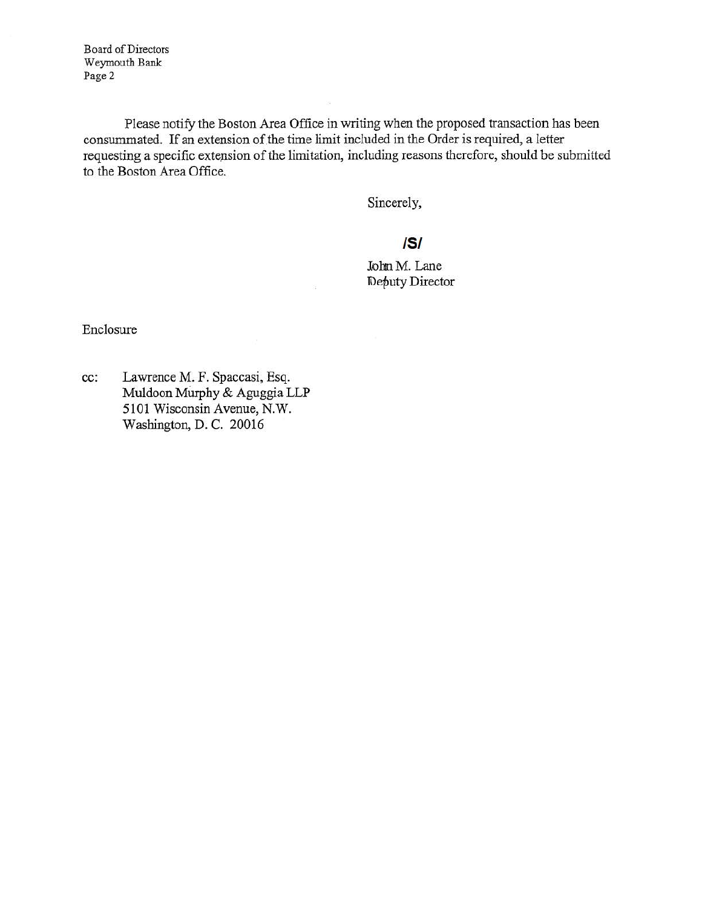Board of Directors
Weymouth Bank
Page 2

Please notify the Boston Area Office in writing when the proposed transaction has been consummated. If an extension of the time limit included in the Order is required, a letter requesting a specific extension of the limitation, including reasons therefore, should be submitted to the Boston Area Office.

Sincerely,

**/S/**

John M. Lane
Deputy Director

Enclosure

cc: Lawrence M. F. Spaccasi, Esq.
Muldoon Murphy & Aguggia LLP
5101 Wisconsin Avenue, N.W.
Washington, D. C. 20016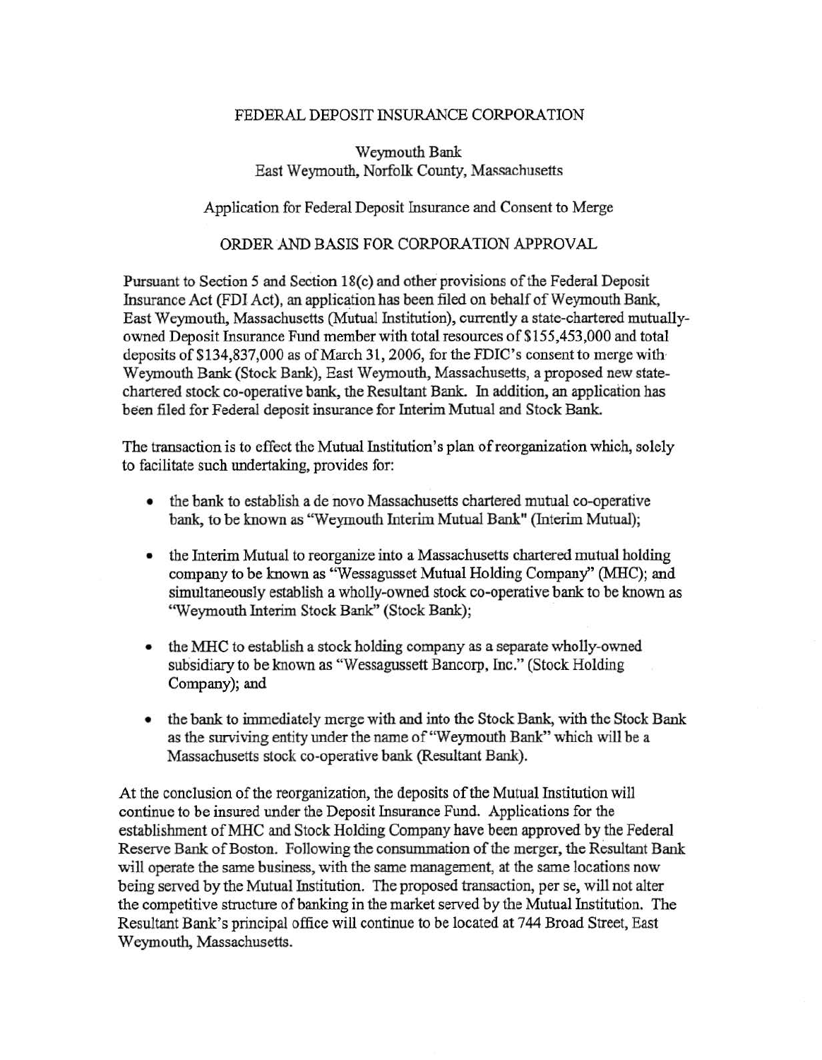FEDERAL DEPOSIT INSURANCE CORPORATION

Weymouth Bank
East Weymouth, Norfolk County, Massachusetts

Application for Federal Deposit Insurance and Consent to Merge

ORDER AND BASIS FOR CORPORATION APPROVAL

Pursuant to Section 5 and Section 18(c) and other provisions of the Federal Deposit Insurance Act (FDI Act), an application has been filed on behalf of Weymouth Bank, East Weymouth, Massachusetts (Mutual Institution), currently a state-chartered mutually-owned Deposit Insurance Fund member with total resources of $155,453,000 and total deposits of $134,837,000 as of March 31, 2006, for the FDIC's consent to merge with Weymouth Bank (Stock Bank), East Weymouth, Massachusetts, a proposed new state-chartered stock co-operative bank, the Resultant Bank. In addition, an application has been filed for Federal deposit insurance for Interim Mutual and Stock Bank.

The transaction is to effect the Mutual Institution's plan of reorganization which, solely to facilitate such undertaking, provides for:

- the bank to establish a de novo Massachusetts chartered mutual co-operative bank, to be known as "Weymouth Interim Mutual Bank" (Interim Mutual);
- the Interim Mutual to reorganize into a Massachusetts chartered mutual holding company to be known as "Wessagusset Mutual Holding Company" (MHC); and simultaneously establish a wholly-owned stock co-operative bank to be known as "Weymouth Interim Stock Bank" (Stock Bank);
- the MHC to establish a stock holding company as a separate wholly-owned subsidiary to be known as "Wessagussett Bancorp, Inc." (Stock Holding Company); and
- the bank to immediately merge with and into the Stock Bank, with the Stock Bank as the surviving entity under the name of "Weymouth Bank" which will be a Massachusetts stock co-operative bank (Resultant Bank).

At the conclusion of the reorganization, the deposits of the Mutual Institution will continue to be insured under the Deposit Insurance Fund. Applications for the establishment of MHC and Stock Holding Company have been approved by the Federal Reserve Bank of Boston. Following the consummation of the merger, the Resultant Bank will operate the same business, with the same management, at the same locations now being served by the Mutual Institution. The proposed transaction, per se, will not alter the competitive structure of banking in the market served by the Mutual Institution. The Resultant Bank's principal office will continue to be located at 744 Broad Street, East Weymouth, Massachusetts.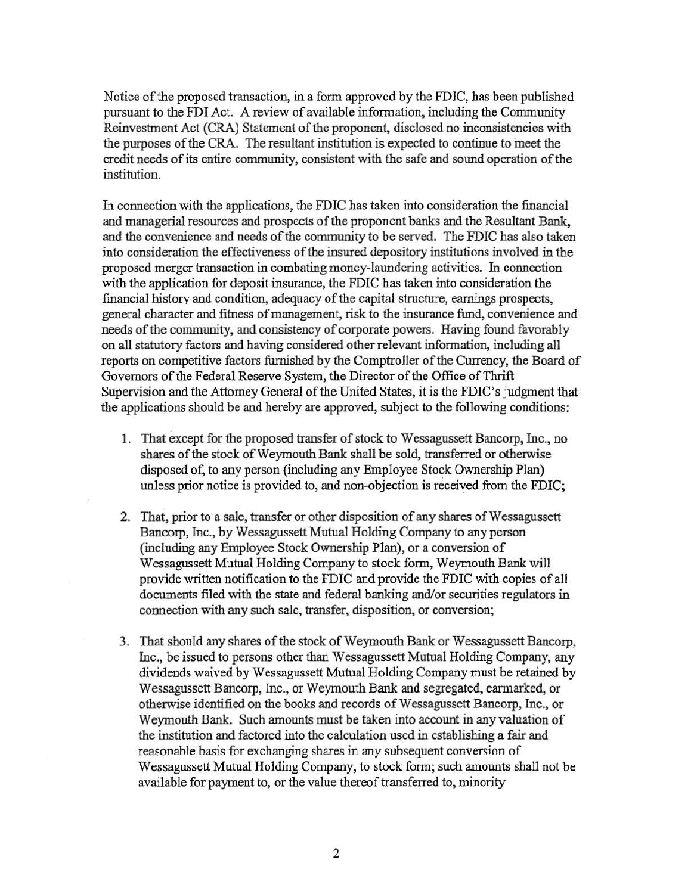Notice of the proposed transaction, in a form approved by the FDIC, has been published pursuant to the FDI Act. A review of available information, including the Community Reinvestment Act (CRA) Statement of the proponent, disclosed no inconsistencies with the purposes of the CRA. The resultant institution is expected to continue to meet the credit needs of its entire community, consistent with the safe and sound operation of the institution.

In connection with the applications, the FDIC has taken into consideration the financial and managerial resources and prospects of the proponent banks and the Resultant Bank, and the convenience and needs of the community to be served. The FDIC has also taken into consideration the effectiveness of the insured depository institutions involved in the proposed merger transaction in combating money-laundering activities. In connection with the application for deposit insurance, the FDIC has taken into consideration the financial history and condition, adequacy of the capital structure, earnings prospects, general character and fitness of management, risk to the insurance fund, convenience and needs of the community, and consistency of corporate powers. Having found favorably on all statutory factors and having considered other relevant information, including all reports on competitive factors furnished by the Comptroller of the Currency, the Board of Governors of the Federal Reserve System, the Director of the Office of Thrift Supervision and the Attorney General of the United States, it is the FDIC's judgment that the applications should be and hereby are approved, subject to the following conditions:

1. That except for the proposed transfer of stock to Wessagussett Bancorp, Inc., no shares of the stock of Weymouth Bank shall be sold, transferred or otherwise disposed of, to any person (including any Employee Stock Ownership Plan) unless prior notice is provided to, and non-objection is received from the FDIC;

2. That, prior to a sale, transfer or other disposition of any shares of Wessagussett Bancorp, Inc., by Wessagussett Mutual Holding Company to any person (including any Employee Stock Ownership Plan), or a conversion of Wessagussett Mutual Holding Company to stock form, Weymouth Bank will provide written notification to the FDIC and provide the FDIC with copies of all documents filed with the state and federal banking and/or securities regulators in connection with any such sale, transfer, disposition, or conversion;

3. That should any shares of the stock of Weymouth Bank or Wessagussett Bancorp, Inc., be issued to persons other than Wessagussett Mutual Holding Company, any dividends waived by Wessagussett Mutual Holding Company must be retained by Wessagussett Bancorp, Inc., or Weymouth Bank and segregated, earmarked, or otherwise identified on the books and records of Wessagussett Bancorp, Inc., or Weymouth Bank. Such amounts must be taken into account in any valuation of the institution and factored into the calculation used in establishing a fair and reasonable basis for exchanging shares in any subsequent conversion of Wessagussett Mutual Holding Company, to stock form; such amounts shall not be available for payment to, or the value thereof transferred to, minority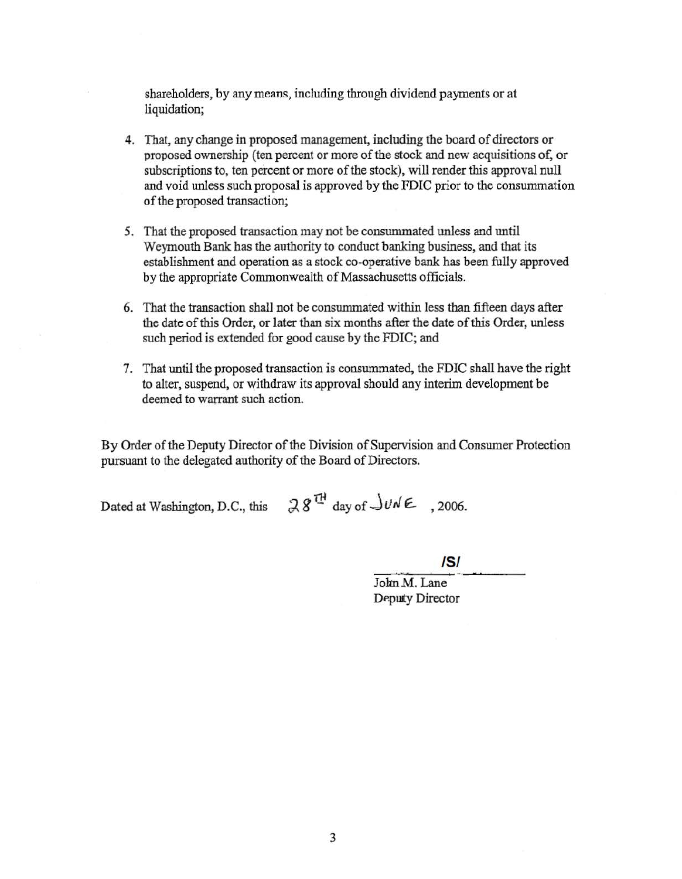shareholders, by any means, including through dividend payments or at liquidation;

4. That, any change in proposed management, including the board of directors or proposed ownership (ten percent or more of the stock and new acquisitions of, or subscriptions to, ten percent or more of the stock), will render this approval null and void unless such proposal is approved by the FDIC prior to the consummation of the proposed transaction;

5. That the proposed transaction may not be consummated unless and until Weymouth Bank has the authority to conduct banking business, and that its establishment and operation as a stock co-operative bank has been fully approved by the appropriate Commonwealth of Massachusetts officials.

6. That the transaction shall not be consummated within less than fifteen days after the date of this Order, or later than six months after the date of this Order, unless such period is extended for good cause by the FDIC; and

7. That until the proposed transaction is consummated, the FDIC shall have the right to alter, suspend, or withdraw its approval should any interim development be deemed to warrant such action.

By Order of the Deputy Director of the Division of Supervision and Consumer Protection pursuant to the delegated authority of the Board of Directors.

Dated at Washington, D.C., this 28TH day of JUNE, 2006.

/S/

John M. Lane
Deputy Director